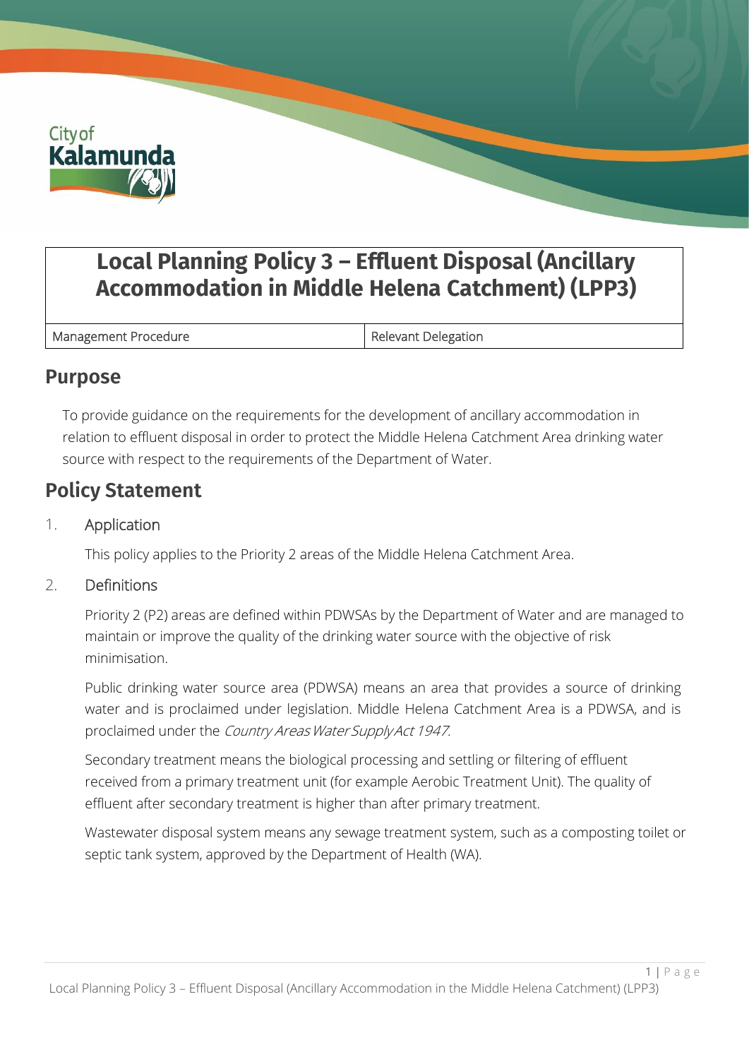# Local Planning Policy 3 – Effluent Disposal (Ancillary Accommodation in Middle Helena Catchment) (LPP3)

| Management Procedure | Relevant Delegation |
| --- | --- |

## Purpose

To provide guidance on the requirements for the development of ancillary accommodation in relation to effluent disposal in order to protect the Middle Helena Catchment Area drinking water source with respect to the requirements of the Department of Water.

## Policy Statement

1. Application

   This policy applies to the Priority 2 areas of the Middle Helena Catchment Area.

2. Definitions

   Priority 2 (P2) areas are defined within PDWSAs by the Department of Water and are managed to maintain or improve the quality of the drinking water source with the objective of risk minimisation.

   Public drinking water source area (PDWSA) means an area that provides a source of drinking water and is proclaimed under legislation. Middle Helena Catchment Area is a PDWSA, and is proclaimed under the *Country Areas Water Supply Act 1947.*

   Secondary treatment means the biological processing and settling or filtering of effluent received from a primary treatment unit (for example Aerobic Treatment Unit). The quality of effluent after secondary treatment is higher than after primary treatment.

   Wastewater disposal system means any sewage treatment system, such as a composting toilet or septic tank system, approved by the Department of Health (WA).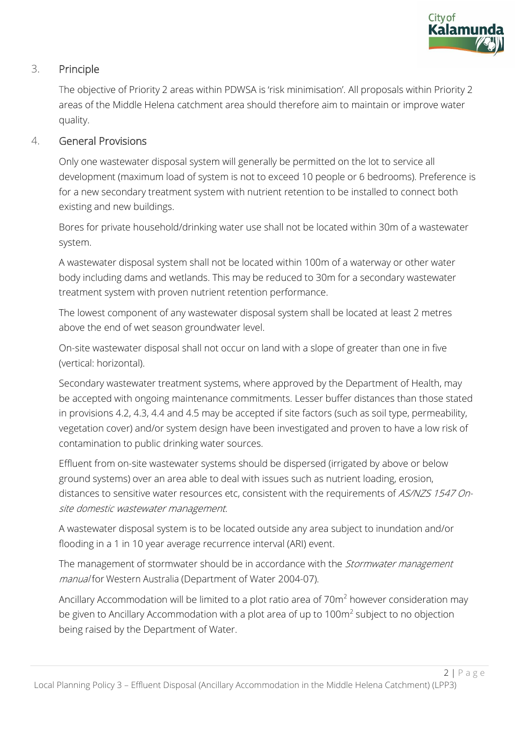## 3. Principle

The objective of Priority 2 areas within PDWSA is 'risk minimisation'. All proposals within Priority 2 areas of the Middle Helena catchment area should therefore aim to maintain or improve water quality.

## 4. General Provisions

Only one wastewater disposal system will generally be permitted on the lot to service all development (maximum load of system is not to exceed 10 people or 6 bedrooms). Preference is for a new secondary treatment system with nutrient retention to be installed to connect both existing and new buildings.

Bores for private household/drinking water use shall not be located within 30m of a wastewater system.

A wastewater disposal system shall not be located within 100m of a waterway or other water body including dams and wetlands. This may be reduced to 30m for a secondary wastewater treatment system with proven nutrient retention performance.

The lowest component of any wastewater disposal system shall be located at least 2 metres above the end of wet season groundwater level.

On-site wastewater disposal shall not occur on land with a slope of greater than one in five (vertical: horizontal).

Secondary wastewater treatment systems, where approved by the Department of Health, may be accepted with ongoing maintenance commitments. Lesser buffer distances than those stated in provisions 4.2, 4.3, 4.4 and 4.5 may be accepted if site factors (such as soil type, permeability, vegetation cover) and/or system design have been investigated and proven to have a low risk of contamination to public drinking water sources.

Effluent from on-site wastewater systems should be dispersed (irrigated by above or below ground systems) over an area able to deal with issues such as nutrient loading, erosion, distances to sensitive water resources etc, consistent with the requirements of *AS/NZS 1547 On-site domestic wastewater management.*

A wastewater disposal system is to be located outside any area subject to inundation and/or flooding in a 1 in 10 year average recurrence interval (ARI) event.

The management of stormwater should be in accordance with the *Stormwater management manual* for Western Australia (Department of Water 2004-07).

Ancillary Accommodation will be limited to a plot ratio area of 70m$^2$ however consideration may be given to Ancillary Accommodation with a plot area of up to 100m$^2$ subject to no objection being raised by the Department of Water.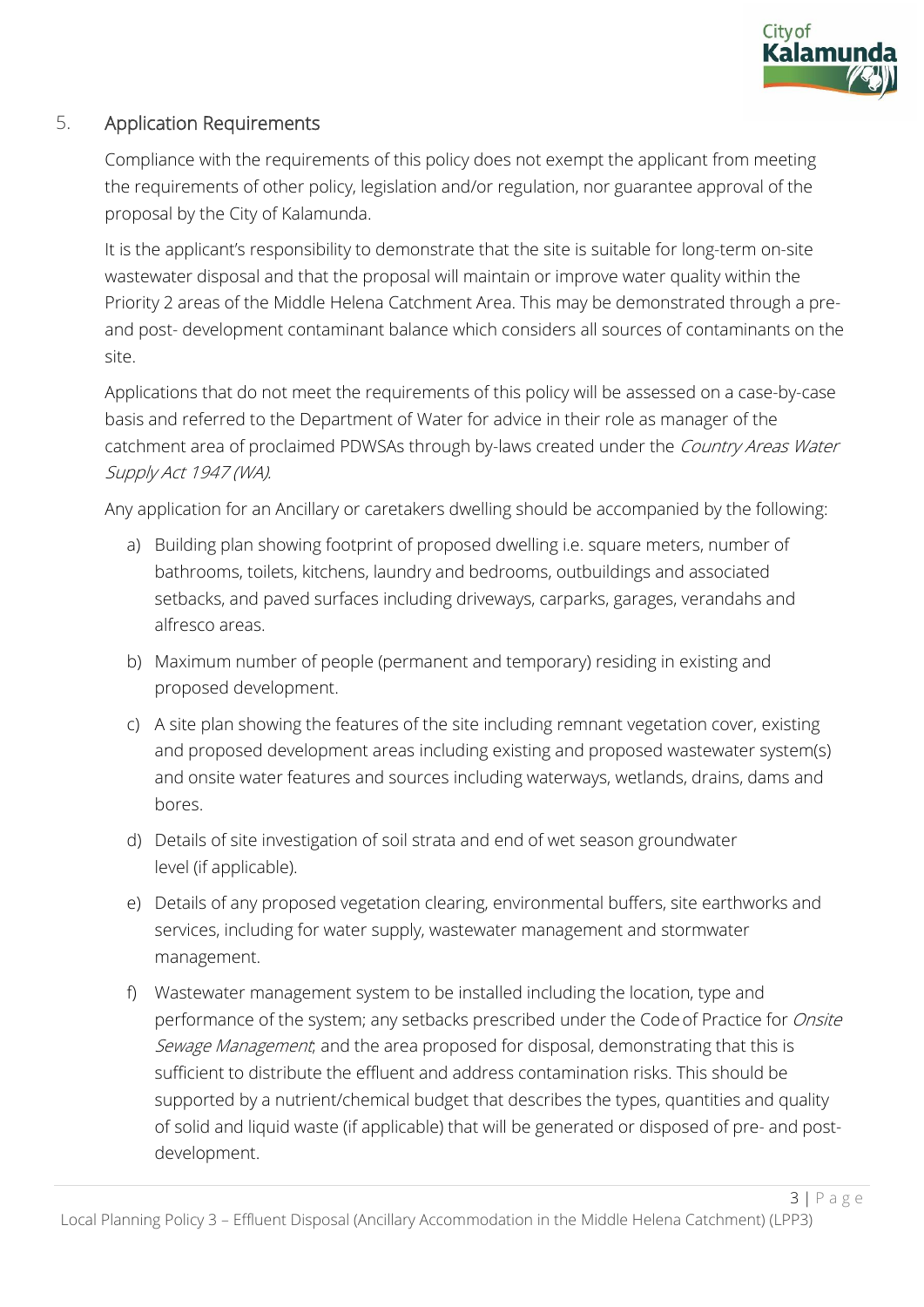## 5. Application Requirements

Compliance with the requirements of this policy does not exempt the applicant from meeting the requirements of other policy, legislation and/or regulation, nor guarantee approval of the proposal by the City of Kalamunda.

It is the applicant's responsibility to demonstrate that the site is suitable for long-term on-site wastewater disposal and that the proposal will maintain or improve water quality within the Priority 2 areas of the Middle Helena Catchment Area. This may be demonstrated through a pre- and post- development contaminant balance which considers all sources of contaminants on the site.

Applications that do not meet the requirements of this policy will be assessed on a case-by-case basis and referred to the Department of Water for advice in their role as manager of the catchment area of proclaimed PDWSAs through by-laws created under the *Country Areas Water Supply Act 1947 (WA).*

Any application for an Ancillary or caretakers dwelling should be accompanied by the following:

a) Building plan showing footprint of proposed dwelling i.e. square meters, number of bathrooms, toilets, kitchens, laundry and bedrooms, outbuildings and associated setbacks, and paved surfaces including driveways, carparks, garages, verandahs and alfresco areas.

b) Maximum number of people (permanent and temporary) residing in existing and proposed development.

c) A site plan showing the features of the site including remnant vegetation cover, existing and proposed development areas including existing and proposed wastewater system(s) and onsite water features and sources including waterways, wetlands, drains, dams and bores.

d) Details of site investigation of soil strata and end of wet season groundwater level (if applicable).

e) Details of any proposed vegetation clearing, environmental buffers, site earthworks and services, including for water supply, wastewater management and stormwater management.

f) Wastewater management system to be installed including the location, type and performance of the system; any setbacks prescribed under the Code of Practice for *Onsite Sewage Management*; and the area proposed for disposal, demonstrating that this is sufficient to distribute the effluent and address contamination risks. This should be supported by a nutrient/chemical budget that describes the types, quantities and quality of solid and liquid waste (if applicable) that will be generated or disposed of pre- and post-development.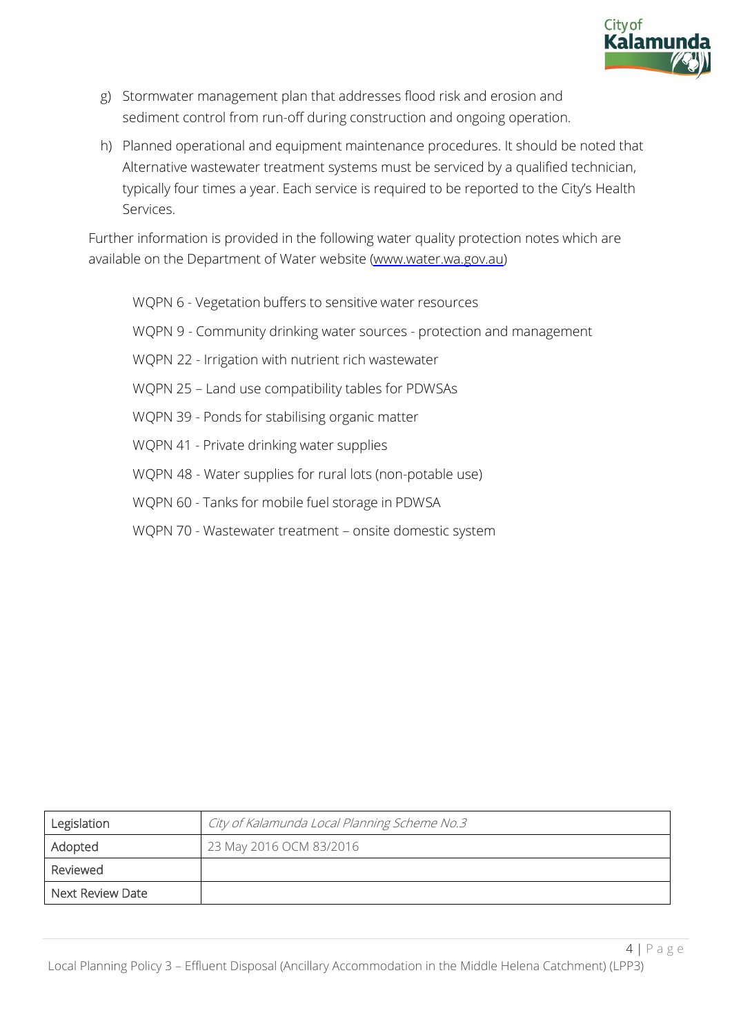g) Stormwater management plan that addresses flood risk and erosion and sediment control from run-off during construction and ongoing operation.

h) Planned operational and equipment maintenance procedures. It should be noted that Alternative wastewater treatment systems must be serviced by a qualified technician, typically four times a year. Each service is required to be reported to the City's Health Services.

Further information is provided in the following water quality protection notes which are available on the Department of Water website (www.water.wa.gov.au)

WQPN 6 - Vegetation buffers to sensitive water resources

WQPN 9 - Community drinking water sources - protection and management

WQPN 22 - Irrigation with nutrient rich wastewater

WQPN 25 – Land use compatibility tables for PDWSAs

WQPN 39 - Ponds for stabilising organic matter

WQPN 41 - Private drinking water supplies

WQPN 48 - Water supplies for rural lots (non-potable use)

WQPN 60 - Tanks for mobile fuel storage in PDWSA

WQPN 70 - Wastewater treatment – onsite domestic system

| | |
|---|---|
| Legislation | *City of Kalamunda Local Planning Scheme No.3* |
| Adopted | 23 May 2016 OCM 83/2016 |
| Reviewed | |
| Next Review Date | |